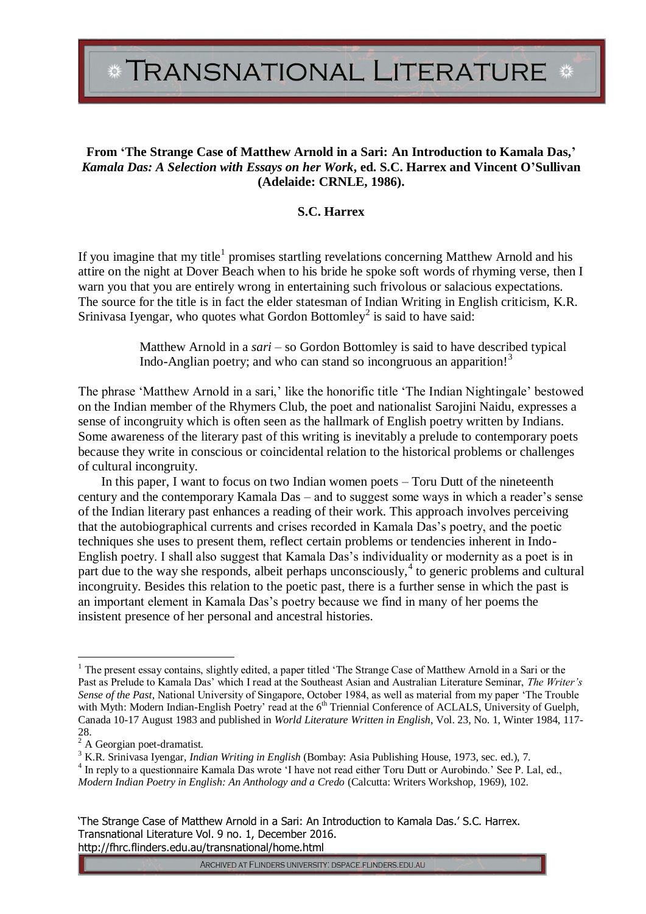**From 'The Strange Case of Matthew Arnold in a Sari: An Introduction to Kamala Das,' *Kamala Das: A Selection with Essays on her Work*, ed. S.C. Harrex and Vincent O'Sullivan (Adelaide: CRNLE, 1986).**

**S.C. Harrex**

If you imagine that my title[1] promises startling revelations concerning Matthew Arnold and his attire on the night at Dover Beach when to his bride he spoke soft words of rhyming verse, then I warn you that you are entirely wrong in entertaining such frivolous or salacious expectations. The source for the title is in fact the elder statesman of Indian Writing in English criticism, K.R. Srinivasa Iyengar, who quotes what Gordon Bottomley[2] is said to have said:

> Matthew Arnold in a *sari* – so Gordon Bottomley is said to have described typical Indo-Anglian poetry; and who can stand so incongruous an apparition![3]

The phrase 'Matthew Arnold in a sari,' like the honorific title 'The Indian Nightingale' bestowed on the Indian member of the Rhymers Club, the poet and nationalist Sarojini Naidu, expresses a sense of incongruity which is often seen as the hallmark of English poetry written by Indians. Some awareness of the literary past of this writing is inevitably a prelude to contemporary poets because they write in conscious or coincidental relation to the historical problems or challenges of cultural incongruity.

In this paper, I want to focus on two Indian women poets – Toru Dutt of the nineteenth century and the contemporary Kamala Das – and to suggest some ways in which a reader's sense of the Indian literary past enhances a reading of their work. This approach involves perceiving that the autobiographical currents and crises recorded in Kamala Das's poetry, and the poetic techniques she uses to present them, reflect certain problems or tendencies inherent in Indo-English poetry. I shall also suggest that Kamala Das's individuality or modernity as a poet is in part due to the way she responds, albeit perhaps unconsciously,[4] to generic problems and cultural incongruity. Besides this relation to the poetic past, there is a further sense in which the past is an important element in Kamala Das's poetry because we find in many of her poems the insistent presence of her personal and ancestral histories.

---

[1] The present essay contains, slightly edited, a paper titled 'The Strange Case of Matthew Arnold in a Sari or the Past as Prelude to Kamala Das' which I read at the Southeast Asian and Australian Literature Seminar, *The Writer's Sense of the Past*, National University of Singapore, October 1984, as well as material from my paper 'The Trouble with Myth: Modern Indian-English Poetry' read at the 6th Triennial Conference of ACLALS, University of Guelph, Canada 10-17 August 1983 and published in *World Literature Written in English*, Vol. 23, No. 1, Winter 1984, 117-28.

[2] A Georgian poet-dramatist.

[3] K.R. Srinivasa Iyengar, *Indian Writing in English* (Bombay: Asia Publishing House, 1973, sec. ed.), 7.

[4] In reply to a questionnaire Kamala Das wrote 'I have not read either Toru Dutt or Aurobindo.' See P. Lal, ed., *Modern Indian Poetry in English: An Anthology and a Credo* (Calcutta: Writers Workshop, 1969), 102.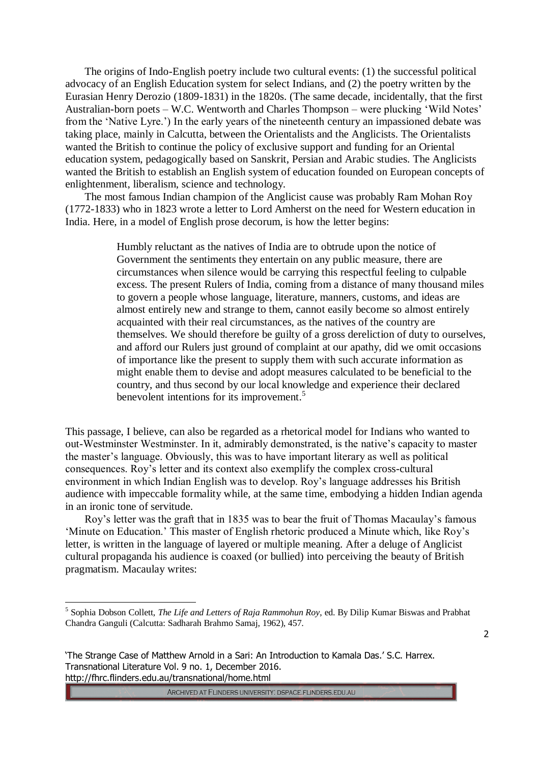The origins of Indo-English poetry include two cultural events: (1) the successful political advocacy of an English Education system for select Indians, and (2) the poetry written by the Eurasian Henry Derozio (1809-1831) in the 1820s. (The same decade, incidentally, that the first Australian-born poets – W.C. Wentworth and Charles Thompson – were plucking 'Wild Notes' from the 'Native Lyre.') In the early years of the nineteenth century an impassioned debate was taking place, mainly in Calcutta, between the Orientalists and the Anglicists. The Orientalists wanted the British to continue the policy of exclusive support and funding for an Oriental education system, pedagogically based on Sanskrit, Persian and Arabic studies. The Anglicists wanted the British to establish an English system of education founded on European concepts of enlightenment, liberalism, science and technology.

The most famous Indian champion of the Anglicist cause was probably Ram Mohan Roy (1772-1833) who in 1823 wrote a letter to Lord Amherst on the need for Western education in India. Here, in a model of English prose decorum, is how the letter begins:

> Humbly reluctant as the natives of India are to obtrude upon the notice of Government the sentiments they entertain on any public measure, there are circumstances when silence would be carrying this respectful feeling to culpable excess. The present Rulers of India, coming from a distance of many thousand miles to govern a people whose language, literature, manners, customs, and ideas are almost entirely new and strange to them, cannot easily become so almost entirely acquainted with their real circumstances, as the natives of the country are themselves. We should therefore be guilty of a gross dereliction of duty to ourselves, and afford our Rulers just ground of complaint at our apathy, did we omit occasions of importance like the present to supply them with such accurate information as might enable them to devise and adopt measures calculated to be beneficial to the country, and thus second by our local knowledge and experience their declared benevolent intentions for its improvement.[5]

This passage, I believe, can also be regarded as a rhetorical model for Indians who wanted to out-Westminster Westminster. In it, admirably demonstrated, is the native's capacity to master the master's language. Obviously, this was to have important literary as well as political consequences. Roy's letter and its context also exemplify the complex cross-cultural environment in which Indian English was to develop. Roy's language addresses his British audience with impeccable formality while, at the same time, embodying a hidden Indian agenda in an ironic tone of servitude.

Roy's letter was the graft that in 1835 was to bear the fruit of Thomas Macaulay's famous 'Minute on Education.' This master of English rhetoric produced a Minute which, like Roy's letter, is written in the language of layered or multiple meaning. After a deluge of Anglicist cultural propaganda his audience is coaxed (or bullied) into perceiving the beauty of British pragmatism. Macaulay writes:

---

[5] Sophia Dobson Collett, *The Life and Letters of Raja Rammohun Roy*, ed. By Dilip Kumar Biswas and Prabhat Chandra Ganguli (Calcutta: Sadharah Brahmo Samaj, 1962), 457.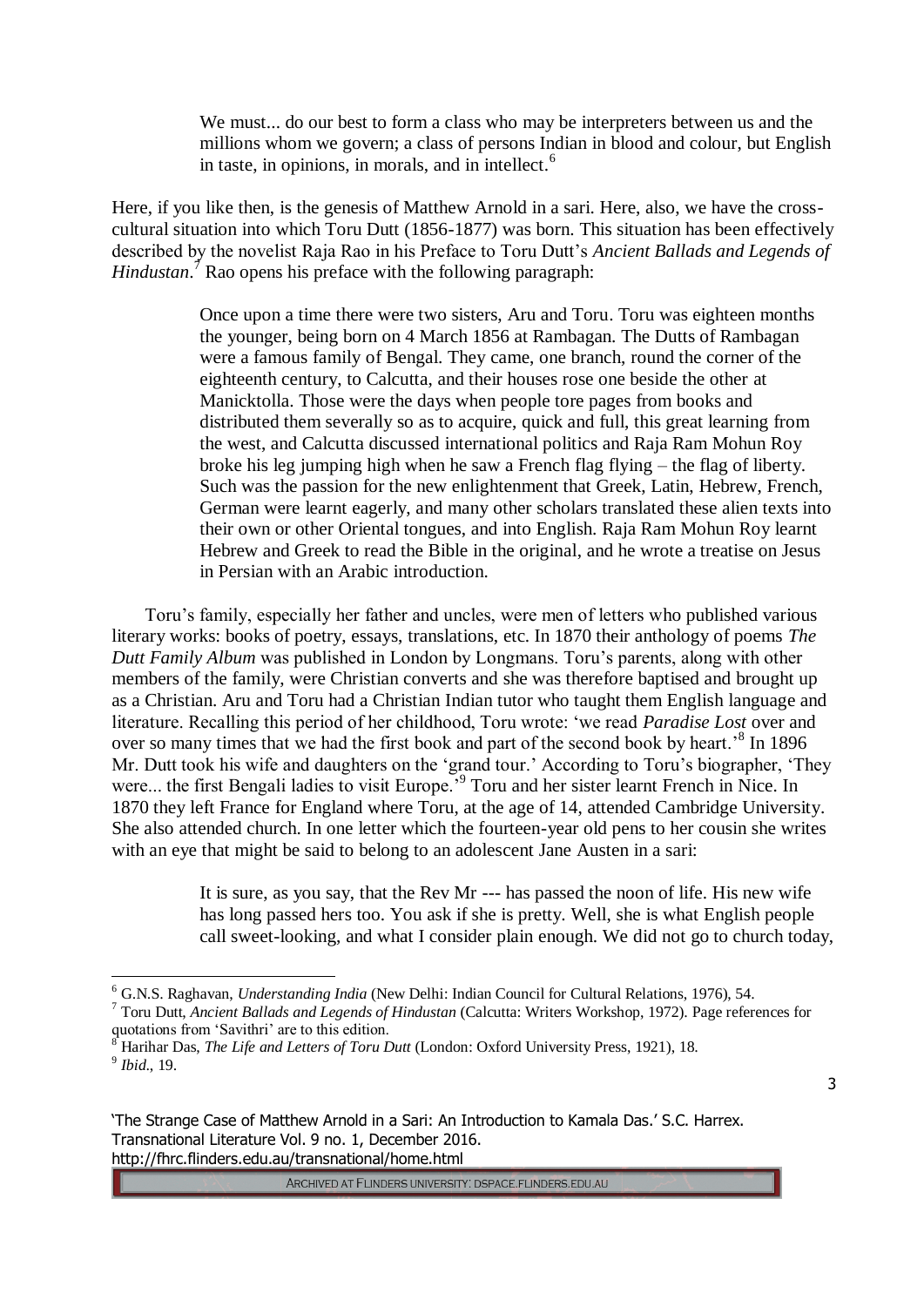> We must... do our best to form a class who may be interpreters between us and the millions whom we govern; a class of persons Indian in blood and colour, but English in taste, in opinions, in morals, and in intellect.[6]

Here, if you like then, is the genesis of Matthew Arnold in a sari. Here, also, we have the cross-cultural situation into which Toru Dutt (1856-1877) was born. This situation has been effectively described by the novelist Raja Rao in his Preface to Toru Dutt's *Ancient Ballads and Legends of Hindustan*.[7] Rao opens his preface with the following paragraph:

> Once upon a time there were two sisters, Aru and Toru. Toru was eighteen months the younger, being born on 4 March 1856 at Rambagan. The Dutts of Rambagan were a famous family of Bengal. They came, one branch, round the corner of the eighteenth century, to Calcutta, and their houses rose one beside the other at Manicktolla. Those were the days when people tore pages from books and distributed them severally so as to acquire, quick and full, this great learning from the west, and Calcutta discussed international politics and Raja Ram Mohun Roy broke his leg jumping high when he saw a French flag flying – the flag of liberty. Such was the passion for the new enlightenment that Greek, Latin, Hebrew, French, German were learnt eagerly, and many other scholars translated these alien texts into their own or other Oriental tongues, and into English. Raja Ram Mohun Roy learnt Hebrew and Greek to read the Bible in the original, and he wrote a treatise on Jesus in Persian with an Arabic introduction.

Toru's family, especially her father and uncles, were men of letters who published various literary works: books of poetry, essays, translations, etc. In 1870 their anthology of poems *The Dutt Family Album* was published in London by Longmans. Toru's parents, along with other members of the family, were Christian converts and she was therefore baptised and brought up as a Christian. Aru and Toru had a Christian Indian tutor who taught them English language and literature. Recalling this period of her childhood, Toru wrote: 'we read *Paradise Lost* over and over so many times that we had the first book and part of the second book by heart.'[8] In 1896 Mr. Dutt took his wife and daughters on the 'grand tour.' According to Toru's biographer, 'They were... the first Bengali ladies to visit Europe.'[9] Toru and her sister learnt French in Nice. In 1870 they left France for England where Toru, at the age of 14, attended Cambridge University. She also attended church. In one letter which the fourteen-year old pens to her cousin she writes with an eye that might be said to belong to an adolescent Jane Austen in a sari:

> It is sure, as you say, that the Rev Mr --- has passed the noon of life. His new wife has long passed hers too. You ask if she is pretty. Well, she is what English people call sweet-looking, and what I consider plain enough. We did not go to church today,

---

[6] G.N.S. Raghavan, *Understanding India* (New Delhi: Indian Council for Cultural Relations, 1976), 54.

[7] Toru Dutt, *Ancient Ballads and Legends of Hindustan* (Calcutta: Writers Workshop, 1972). Page references for quotations from 'Savithri' are to this edition.

[8] Harihar Das, *The Life and Letters of Toru Dutt* (London: Oxford University Press, 1921), 18.

[9] *Ibid*., 19.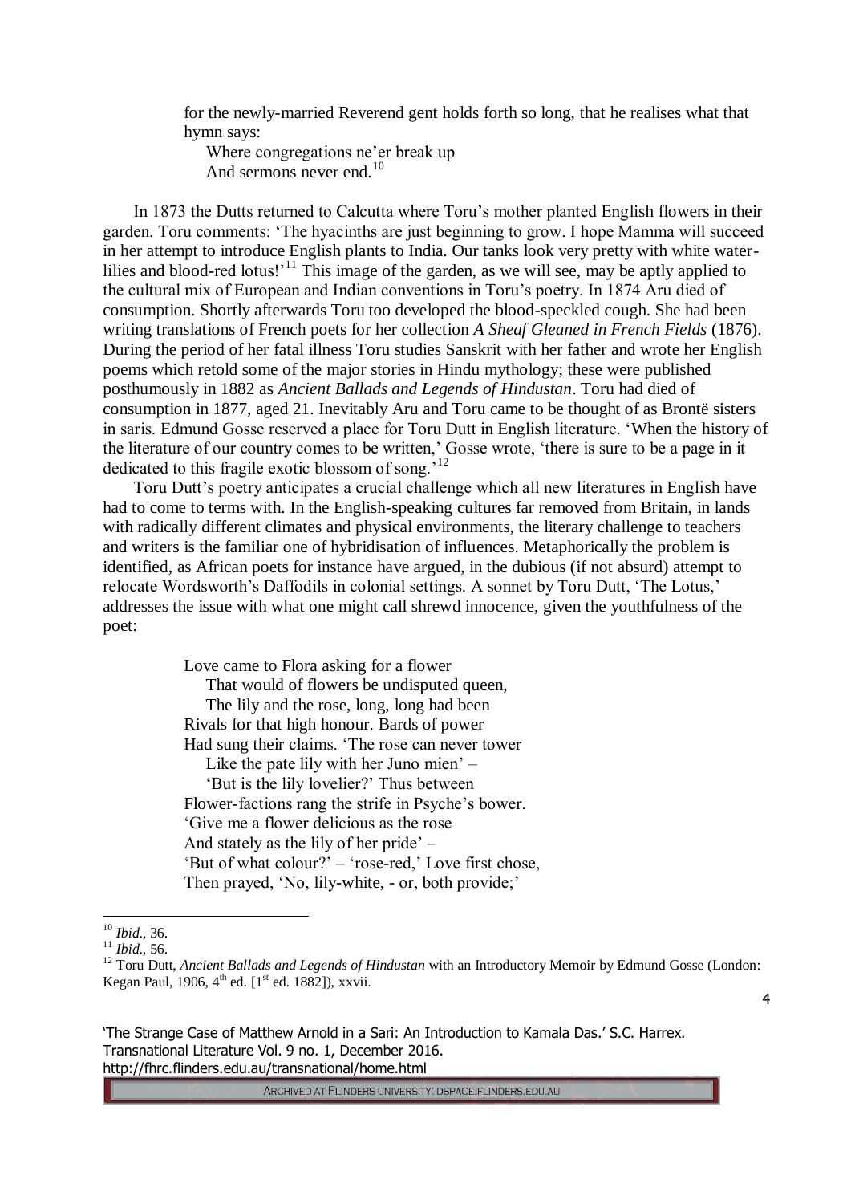for the newly-married Reverend gent holds forth so long, that he realises what that hymn says:

Where congregations ne'er break up
And sermons never end.[10]

In 1873 the Dutts returned to Calcutta where Toru's mother planted English flowers in their garden. Toru comments: 'The hyacinths are just beginning to grow. I hope Mamma will succeed in her attempt to introduce English plants to India. Our tanks look very pretty with white water-lilies and blood-red lotus!'[11] This image of the garden, as we will see, may be aptly applied to the cultural mix of European and Indian conventions in Toru's poetry. In 1874 Aru died of consumption. Shortly afterwards Toru too developed the blood-speckled cough. She had been writing translations of French poets for her collection *A Sheaf Gleaned in French Fields* (1876). During the period of her fatal illness Toru studies Sanskrit with her father and wrote her English poems which retold some of the major stories in Hindu mythology; these were published posthumously in 1882 as *Ancient Ballads and Legends of Hindustan*. Toru had died of consumption in 1877, aged 21. Inevitably Aru and Toru came to be thought of as Brontë sisters in saris. Edmund Gosse reserved a place for Toru Dutt in English literature. 'When the history of the literature of our country comes to be written,' Gosse wrote, 'there is sure to be a page in it dedicated to this fragile exotic blossom of song.'[12]

Toru Dutt's poetry anticipates a crucial challenge which all new literatures in English have had to come to terms with. In the English-speaking cultures far removed from Britain, in lands with radically different climates and physical environments, the literary challenge to teachers and writers is the familiar one of hybridisation of influences. Metaphorically the problem is identified, as African poets for instance have argued, in the dubious (if not absurd) attempt to relocate Wordsworth's Daffodils in colonial settings. A sonnet by Toru Dutt, 'The Lotus,' addresses the issue with what one might call shrewd innocence, given the youthfulness of the poet:

Love came to Flora asking for a flower
That would of flowers be undisputed queen,
The lily and the rose, long, long had been
Rivals for that high honour. Bards of power
Had sung their claims. 'The rose can never tower
Like the pate lily with her Juno mien' –
'But is the lily lovelier?' Thus between
Flower-factions rang the strife in Psyche's bower.
'Give me a flower delicious as the rose
And stately as the lily of her pride' –
'But of what colour?' – 'rose-red,' Love first chose,
Then prayed, 'No, lily-white, - or, both provide;'

---

[10] *Ibid.*, 36.

[11] *Ibid.*, 56.

[12] Toru Dutt, *Ancient Ballads and Legends of Hindustan* with an Introductory Memoir by Edmund Gosse (London: Kegan Paul, 1906, 4th ed. [1st ed. 1882]), xxvii.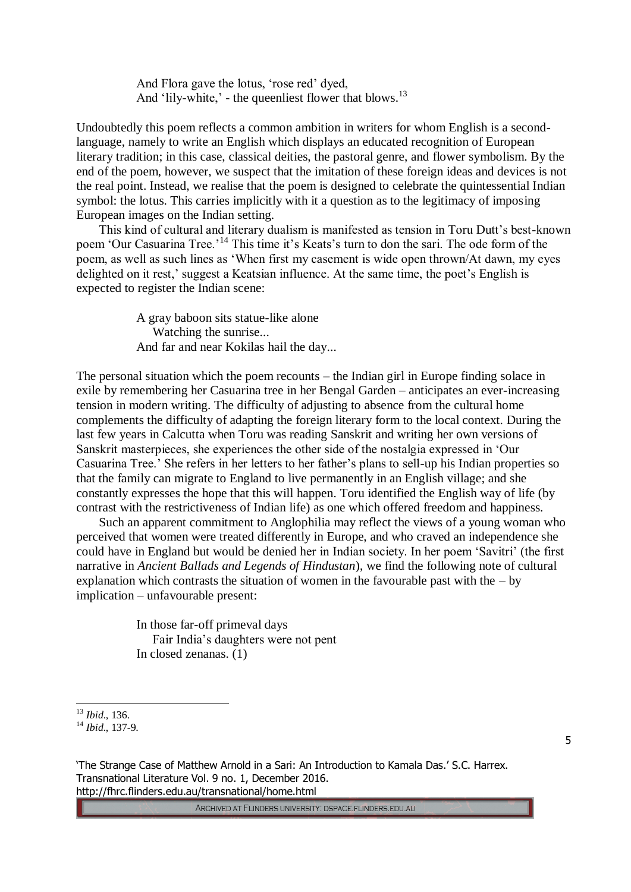> And Flora gave the lotus, 'rose red' dyed,
> And 'lily-white,' - the queenliest flower that blows.[13]

Undoubtedly this poem reflects a common ambition in writers for whom English is a second-language, namely to write an English which displays an educated recognition of European literary tradition; in this case, classical deities, the pastoral genre, and flower symbolism. By the end of the poem, however, we suspect that the imitation of these foreign ideas and devices is not the real point. Instead, we realise that the poem is designed to celebrate the quintessential Indian symbol: the lotus. This carries implicitly with it a question as to the legitimacy of imposing European images on the Indian setting.

This kind of cultural and literary dualism is manifested as tension in Toru Dutt's best-known poem 'Our Casuarina Tree.'[14] This time it's Keats's turn to don the sari. The ode form of the poem, as well as such lines as 'When first my casement is wide open thrown/At dawn, my eyes delighted on it rest,' suggest a Keatsian influence. At the same time, the poet's English is expected to register the Indian scene:

> A gray baboon sits statue-like alone
> Watching the sunrise...
> And far and near Kokilas hail the day...

The personal situation which the poem recounts – the Indian girl in Europe finding solace in exile by remembering her Casuarina tree in her Bengal Garden – anticipates an ever-increasing tension in modern writing. The difficulty of adjusting to absence from the cultural home complements the difficulty of adapting the foreign literary form to the local context. During the last few years in Calcutta when Toru was reading Sanskrit and writing her own versions of Sanskrit masterpieces, she experiences the other side of the nostalgia expressed in 'Our Casuarina Tree.' She refers in her letters to her father's plans to sell-up his Indian properties so that the family can migrate to England to live permanently in an English village; and she constantly expresses the hope that this will happen. Toru identified the English way of life (by contrast with the restrictiveness of Indian life) as one which offered freedom and happiness.

Such an apparent commitment to Anglophilia may reflect the views of a young woman who perceived that women were treated differently in Europe, and who craved an independence she could have in England but would be denied her in Indian society. In her poem 'Savitri' (the first narrative in *Ancient Ballads and Legends of Hindustan*), we find the following note of cultural explanation which contrasts the situation of women in the favourable past with the – by implication – unfavourable present:

> In those far-off primeval days
> Fair India's daughters were not pent
> In closed zenanas. (1)

---

[13] *Ibid.*, 136.

[14] *Ibid.*, 137-9.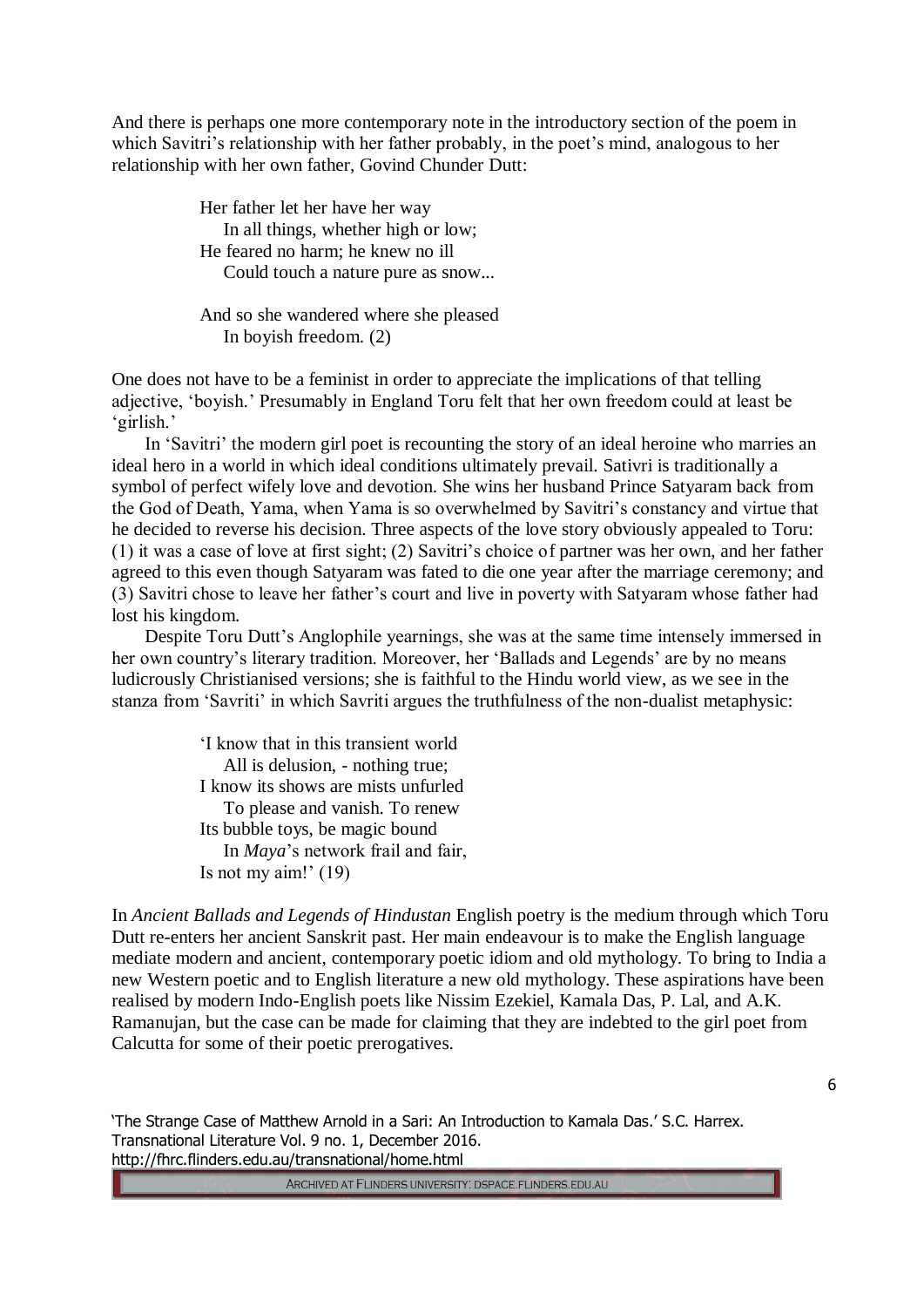And there is perhaps one more contemporary note in the introductory section of the poem in which Savitri's relationship with her father probably, in the poet's mind, analogous to her relationship with her own father, Govind Chunder Dutt:

> Her father let her have her way  
> In all things, whether high or low;  
> He feared no harm; he knew no ill  
> Could touch a nature pure as snow...
>
> And so she wandered where she pleased  
> In boyish freedom. (2)

One does not have to be a feminist in order to appreciate the implications of that telling adjective, 'boyish.' Presumably in England Toru felt that her own freedom could at least be 'girlish.'

In 'Savitri' the modern girl poet is recounting the story of an ideal heroine who marries an ideal hero in a world in which ideal conditions ultimately prevail. Sativri is traditionally a symbol of perfect wifely love and devotion. She wins her husband Prince Satyaram back from the God of Death, Yama, when Yama is so overwhelmed by Savitri's constancy and virtue that he decided to reverse his decision. Three aspects of the love story obviously appealed to Toru: (1) it was a case of love at first sight; (2) Savitri's choice of partner was her own, and her father agreed to this even though Satyaram was fated to die one year after the marriage ceremony; and (3) Savitri chose to leave her father's court and live in poverty with Satyaram whose father had lost his kingdom.

Despite Toru Dutt's Anglophile yearnings, she was at the same time intensely immersed in her own country's literary tradition. Moreover, her 'Ballads and Legends' are by no means ludicrously Christianised versions; she is faithful to the Hindu world view, as we see in the stanza from 'Savriti' in which Savriti argues the truthfulness of the non-dualist metaphysic:

> 'I know that in this transient world  
> All is delusion, - nothing true;  
> I know its shows are mists unfurled  
> To please and vanish. To renew  
> Its bubble toys, be magic bound  
> In *Maya*'s network frail and fair,  
> Is not my aim!' (19)

In *Ancient Ballads and Legends of Hindustan* English poetry is the medium through which Toru Dutt re-enters her ancient Sanskrit past. Her main endeavour is to make the English language mediate modern and ancient, contemporary poetic idiom and old mythology. To bring to India a new Western poetic and to English literature a new old mythology. These aspirations have been realised by modern Indo-English poets like Nissim Ezekiel, Kamala Das, P. Lal, and A.K. Ramanujan, but the case can be made for claiming that they are indebted to the girl poet from Calcutta for some of their poetic prerogatives.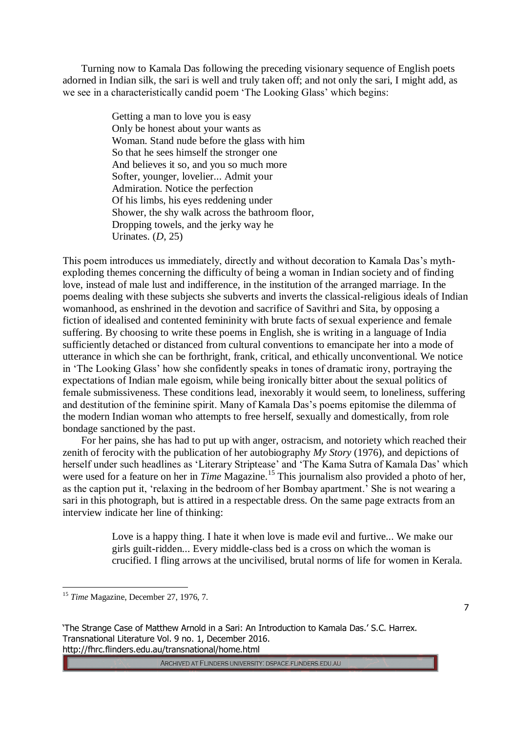Turning now to Kamala Das following the preceding visionary sequence of English poets adorned in Indian silk, the sari is well and truly taken off; and not only the sari, I might add, as we see in a characteristically candid poem 'The Looking Glass' which begins:

> Getting a man to love you is easy
> Only be honest about your wants as
> Woman. Stand nude before the glass with him
> So that he sees himself the stronger one
> And believes it so, and you so much more
> Softer, younger, lovelier... Admit your
> Admiration. Notice the perfection
> Of his limbs, his eyes reddening under
> Shower, the shy walk across the bathroom floor,
> Dropping towels, and the jerky way he
> Urinates. (*D*, 25)

This poem introduces us immediately, directly and without decoration to Kamala Das's myth-exploding themes concerning the difficulty of being a woman in Indian society and of finding love, instead of male lust and indifference, in the institution of the arranged marriage. In the poems dealing with these subjects she subverts and inverts the classical-religious ideals of Indian womanhood, as enshrined in the devotion and sacrifice of Savithri and Sita, by opposing a fiction of idealised and contented femininity with brute facts of sexual experience and female suffering. By choosing to write these poems in English, she is writing in a language of India sufficiently detached or distanced from cultural conventions to emancipate her into a mode of utterance in which she can be forthright, frank, critical, and ethically unconventional. We notice in 'The Looking Glass' how she confidently speaks in tones of dramatic irony, portraying the expectations of Indian male egoism, while being ironically bitter about the sexual politics of female submissiveness. These conditions lead, inexorably it would seem, to loneliness, suffering and destitution of the feminine spirit. Many of Kamala Das's poems epitomise the dilemma of the modern Indian woman who attempts to free herself, sexually and domestically, from role bondage sanctioned by the past.

For her pains, she has had to put up with anger, ostracism, and notoriety which reached their zenith of ferocity with the publication of her autobiography *My Story* (1976), and depictions of herself under such headlines as 'Literary Striptease' and 'The Kama Sutra of Kamala Das' which were used for a feature on her in *Time* Magazine.[15] This journalism also provided a photo of her, as the caption put it, 'relaxing in the bedroom of her Bombay apartment.' She is not wearing a sari in this photograph, but is attired in a respectable dress. On the same page extracts from an interview indicate her line of thinking:

> Love is a happy thing. I hate it when love is made evil and furtive... We make our girls guilt-ridden... Every middle-class bed is a cross on which the woman is crucified. I fling arrows at the uncivilised, brutal norms of life for women in Kerala.

---

[15] *Time* Magazine, December 27, 1976, 7.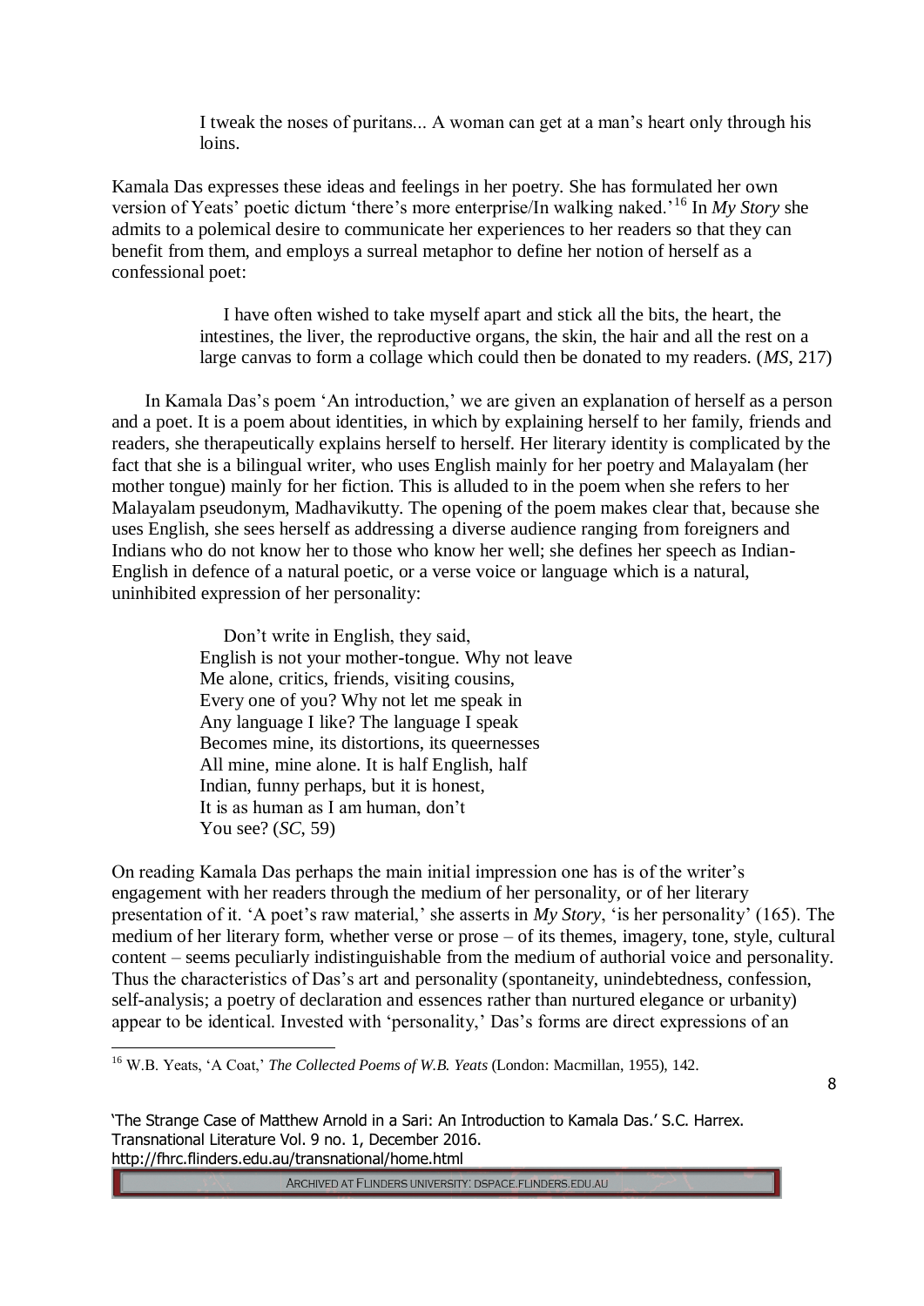> I tweak the noses of puritans... A woman can get at a man's heart only through his loins.

Kamala Das expresses these ideas and feelings in her poetry. She has formulated her own version of Yeats' poetic dictum 'there's more enterprise/In walking naked.'[16] In *My Story* she admits to a polemical desire to communicate her experiences to her readers so that they can benefit from them, and employs a surreal metaphor to define her notion of herself as a confessional poet:

> I have often wished to take myself apart and stick all the bits, the heart, the intestines, the liver, the reproductive organs, the skin, the hair and all the rest on a large canvas to form a collage which could then be donated to my readers. (*MS*, 217)

In Kamala Das's poem 'An introduction,' we are given an explanation of herself as a person and a poet. It is a poem about identities, in which by explaining herself to her family, friends and readers, she therapeutically explains herself to herself. Her literary identity is complicated by the fact that she is a bilingual writer, who uses English mainly for her poetry and Malayalam (her mother tongue) mainly for her fiction. This is alluded to in the poem when she refers to her Malayalam pseudonym, Madhavikutty. The opening of the poem makes clear that, because she uses English, she sees herself as addressing a diverse audience ranging from foreigners and Indians who do not know her to those who know her well; she defines her speech as Indian-English in defence of a natural poetic, or a verse voice or language which is a natural, uninhibited expression of her personality:

> Don't write in English, they said,
> English is not your mother-tongue. Why not leave
> Me alone, critics, friends, visiting cousins,
> Every one of you? Why not let me speak in
> Any language I like? The language I speak
> Becomes mine, its distortions, its queernesses
> All mine, mine alone. It is half English, half
> Indian, funny perhaps, but it is honest,
> It is as human as I am human, don't
> You see? (*SC*, 59)

On reading Kamala Das perhaps the main initial impression one has is of the writer's engagement with her readers through the medium of her personality, or of her literary presentation of it. 'A poet's raw material,' she asserts in *My Story*, 'is her personality' (165). The medium of her literary form, whether verse or prose – of its themes, imagery, tone, style, cultural content – seems peculiarly indistinguishable from the medium of authorial voice and personality. Thus the characteristics of Das's art and personality (spontaneity, unindebtedness, confession, self-analysis; a poetry of declaration and essences rather than nurtured elegance or urbanity) appear to be identical. Invested with 'personality,' Das's forms are direct expressions of an

[16] W.B. Yeats, 'A Coat,' *The Collected Poems of W.B. Yeats* (London: Macmillan, 1955), 142.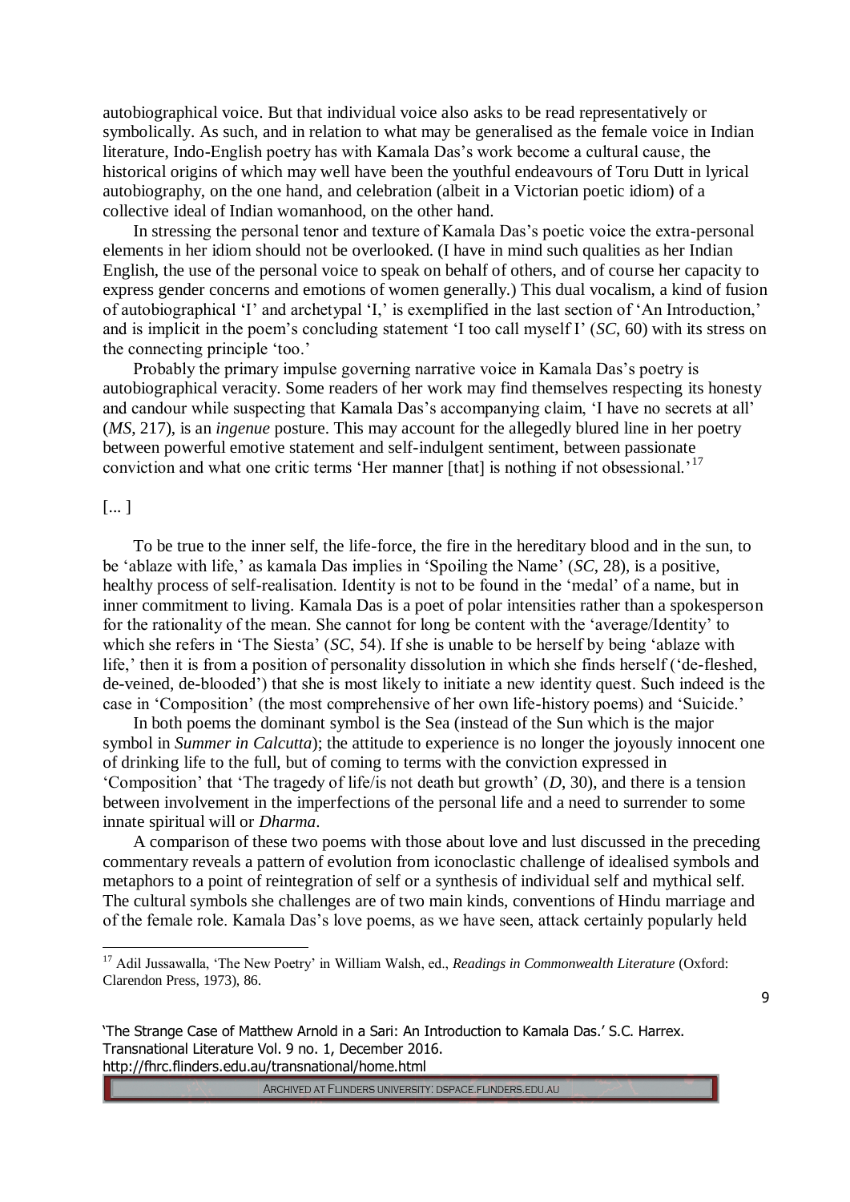autobiographical voice. But that individual voice also asks to be read representatively or symbolically. As such, and in relation to what may be generalised as the female voice in Indian literature, Indo-English poetry has with Kamala Das's work become a cultural cause, the historical origins of which may well have been the youthful endeavours of Toru Dutt in lyrical autobiography, on the one hand, and celebration (albeit in a Victorian poetic idiom) of a collective ideal of Indian womanhood, on the other hand.

In stressing the personal tenor and texture of Kamala Das's poetic voice the extra-personal elements in her idiom should not be overlooked. (I have in mind such qualities as her Indian English, the use of the personal voice to speak on behalf of others, and of course her capacity to express gender concerns and emotions of women generally.) This dual vocalism, a kind of fusion of autobiographical 'I' and archetypal 'I,' is exemplified in the last section of 'An Introduction,' and is implicit in the poem's concluding statement 'I too call myself I' (*SC*, 60) with its stress on the connecting principle 'too.'

Probably the primary impulse governing narrative voice in Kamala Das's poetry is autobiographical veracity. Some readers of her work may find themselves respecting its honesty and candour while suspecting that Kamala Das's accompanying claim, 'I have no secrets at all' (*MS*, 217), is an *ingenue* posture. This may account for the allegedly blured line in her poetry between powerful emotive statement and self-indulgent sentiment, between passionate conviction and what one critic terms 'Her manner [that] is nothing if not obsessional.'[17]

[... ]

To be true to the inner self, the life-force, the fire in the hereditary blood and in the sun, to be 'ablaze with life,' as kamala Das implies in 'Spoiling the Name' (*SC*, 28), is a positive, healthy process of self-realisation. Identity is not to be found in the 'medal' of a name, but in inner commitment to living. Kamala Das is a poet of polar intensities rather than a spokesperson for the rationality of the mean. She cannot for long be content with the 'average/Identity' to which she refers in 'The Siesta' (*SC*, 54). If she is unable to be herself by being 'ablaze with life,' then it is from a position of personality dissolution in which she finds herself ('de-fleshed, de-veined, de-blooded') that she is most likely to initiate a new identity quest. Such indeed is the case in 'Composition' (the most comprehensive of her own life-history poems) and 'Suicide.'

In both poems the dominant symbol is the Sea (instead of the Sun which is the major symbol in *Summer in Calcutta*); the attitude to experience is no longer the joyously innocent one of drinking life to the full, but of coming to terms with the conviction expressed in 'Composition' that 'The tragedy of life/is not death but growth' (*D*, 30), and there is a tension between involvement in the imperfections of the personal life and a need to surrender to some innate spiritual will or *Dharma*.

A comparison of these two poems with those about love and lust discussed in the preceding commentary reveals a pattern of evolution from iconoclastic challenge of idealised symbols and metaphors to a point of reintegration of self or a synthesis of individual self and mythical self. The cultural symbols she challenges are of two main kinds, conventions of Hindu marriage and of the female role. Kamala Das's love poems, as we have seen, attack certainly popularly held

[17] Adil Jussawalla, 'The New Poetry' in William Walsh, ed., *Readings in Commonwealth Literature* (Oxford: Clarendon Press, 1973), 86.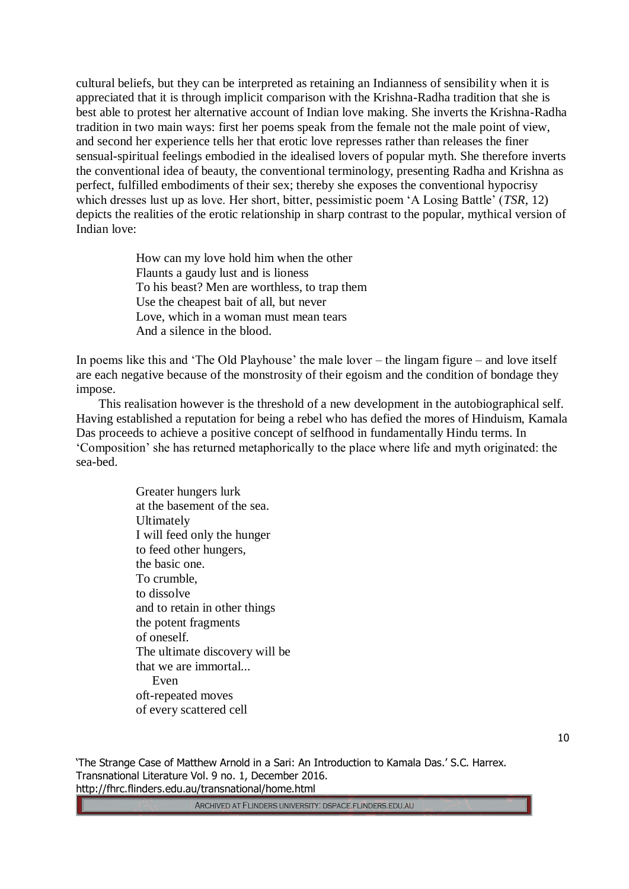cultural beliefs, but they can be interpreted as retaining an Indianness of sensibility when it is appreciated that it is through implicit comparison with the Krishna-Radha tradition that she is best able to protest her alternative account of Indian love making. She inverts the Krishna-Radha tradition in two main ways: first her poems speak from the female not the male point of view, and second her experience tells her that erotic love represses rather than releases the finer sensual-spiritual feelings embodied in the idealised lovers of popular myth. She therefore inverts the conventional idea of beauty, the conventional terminology, presenting Radha and Krishna as perfect, fulfilled embodiments of their sex; thereby she exposes the conventional hypocrisy which dresses lust up as love. Her short, bitter, pessimistic poem 'A Losing Battle' (*TSR*, 12) depicts the realities of the erotic relationship in sharp contrast to the popular, mythical version of Indian love:

> How can my love hold him when the other
> Flaunts a gaudy lust and is lioness
> To his beast? Men are worthless, to trap them
> Use the cheapest bait of all, but never
> Love, which in a woman must mean tears
> And a silence in the blood.

In poems like this and 'The Old Playhouse' the male lover – the lingam figure – and love itself are each negative because of the monstrosity of their egoism and the condition of bondage they impose.

This realisation however is the threshold of a new development in the autobiographical self. Having established a reputation for being a rebel who has defied the mores of Hinduism, Kamala Das proceeds to achieve a positive concept of selfhood in fundamentally Hindu terms. In 'Composition' she has returned metaphorically to the place where life and myth originated: the sea-bed.

> Greater hungers lurk
> at the basement of the sea.
> Ultimately
> I will feed only the hunger
> to feed other hungers,
> the basic one.
> To crumble,
> to dissolve
> and to retain in other things
> the potent fragments
> of oneself.
> The ultimate discovery will be
> that we are immortal...
> Even
> oft-repeated moves
> of every scattered cell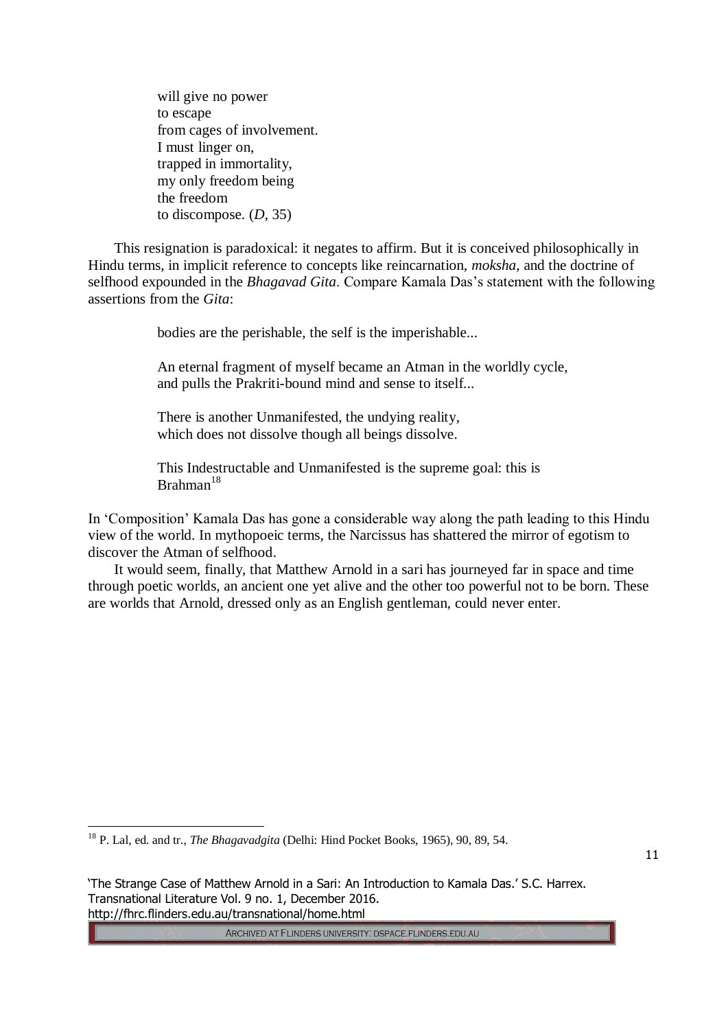will give no power  
to escape  
from cages of involvement.  
I must linger on,  
trapped in immortality,  
my only freedom being  
the freedom  
to discompose. (*D*, 35)

This resignation is paradoxical: it negates to affirm. But it is conceived philosophically in Hindu terms, in implicit reference to concepts like reincarnation, *moksha*, and the doctrine of selfhood expounded in the *Bhagavad Gita*. Compare Kamala Das's statement with the following assertions from the *Gita*:

> bodies are the perishable, the self is the imperishable...
>
> An eternal fragment of myself became an Atman in the worldly cycle,
> and pulls the Prakriti-bound mind and sense to itself...
>
> There is another Unmanifested, the undying reality,
> which does not dissolve though all beings dissolve.
>
> This Indestructable and Unmanifested is the supreme goal: this is Brahman[18]

In 'Composition' Kamala Das has gone a considerable way along the path leading to this Hindu view of the world. In mythopoeic terms, the Narcissus has shattered the mirror of egotism to discover the Atman of selfhood.

It would seem, finally, that Matthew Arnold in a sari has journeyed far in space and time through poetic worlds, an ancient one yet alive and the other too powerful not to be born. These are worlds that Arnold, dressed only as an English gentleman, could never enter.

---

[18] P. Lal, ed. and tr., *The Bhagavadgita* (Delhi: Hind Pocket Books, 1965), 90, 89, 54.